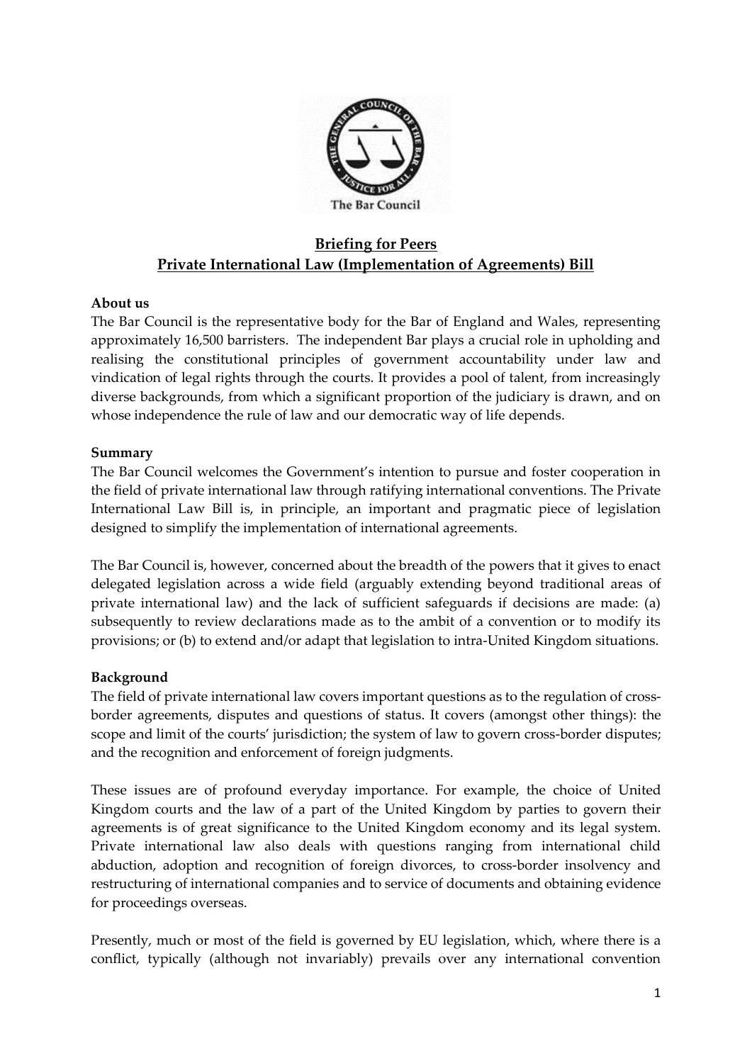The Bar Council

**Briefing for Peers**
**Private International Law (Implementation of Agreements) Bill**

**About us**

The Bar Council is the representative body for the Bar of England and Wales, representing approximately 16,500 barristers. The independent Bar plays a crucial role in upholding and realising the constitutional principles of government accountability under law and vindication of legal rights through the courts. It provides a pool of talent, from increasingly diverse backgrounds, from which a significant proportion of the judiciary is drawn, and on whose independence the rule of law and our democratic way of life depends.

**Summary**

The Bar Council welcomes the Government's intention to pursue and foster cooperation in the field of private international law through ratifying international conventions. The Private International Law Bill is, in principle, an important and pragmatic piece of legislation designed to simplify the implementation of international agreements.

The Bar Council is, however, concerned about the breadth of the powers that it gives to enact delegated legislation across a wide field (arguably extending beyond traditional areas of private international law) and the lack of sufficient safeguards if decisions are made: (a) subsequently to review declarations made as to the ambit of a convention or to modify its provisions; or (b) to extend and/or adapt that legislation to intra-United Kingdom situations.

**Background**

The field of private international law covers important questions as to the regulation of cross-border agreements, disputes and questions of status. It covers (amongst other things): the scope and limit of the courts' jurisdiction; the system of law to govern cross-border disputes; and the recognition and enforcement of foreign judgments.

These issues are of profound everyday importance. For example, the choice of United Kingdom courts and the law of a part of the United Kingdom by parties to govern their agreements is of great significance to the United Kingdom economy and its legal system. Private international law also deals with questions ranging from international child abduction, adoption and recognition of foreign divorces, to cross-border insolvency and restructuring of international companies and to service of documents and obtaining evidence for proceedings overseas.

Presently, much or most of the field is governed by EU legislation, which, where there is a conflict, typically (although not invariably) prevails over any international convention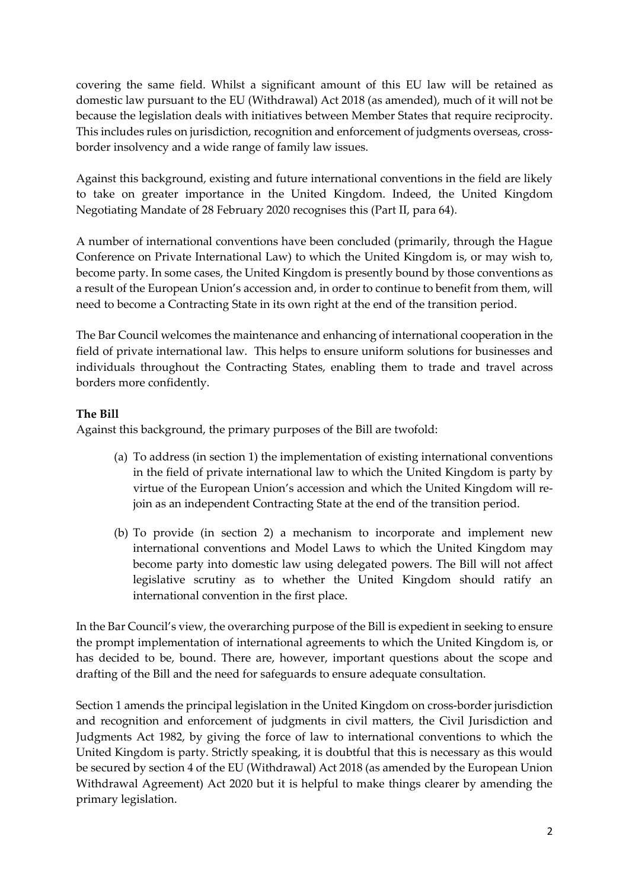covering the same field. Whilst a significant amount of this EU law will be retained as domestic law pursuant to the EU (Withdrawal) Act 2018 (as amended), much of it will not be because the legislation deals with initiatives between Member States that require reciprocity. This includes rules on jurisdiction, recognition and enforcement of judgments overseas, cross-border insolvency and a wide range of family law issues.

Against this background, existing and future international conventions in the field are likely to take on greater importance in the United Kingdom. Indeed, the United Kingdom Negotiating Mandate of 28 February 2020 recognises this (Part II, para 64).

A number of international conventions have been concluded (primarily, through the Hague Conference on Private International Law) to which the United Kingdom is, or may wish to, become party. In some cases, the United Kingdom is presently bound by those conventions as a result of the European Union's accession and, in order to continue to benefit from them, will need to become a Contracting State in its own right at the end of the transition period.

The Bar Council welcomes the maintenance and enhancing of international cooperation in the field of private international law. This helps to ensure uniform solutions for businesses and individuals throughout the Contracting States, enabling them to trade and travel across borders more confidently.

**The Bill**

Against this background, the primary purposes of the Bill are twofold:

(a) To address (in section 1) the implementation of existing international conventions in the field of private international law to which the United Kingdom is party by virtue of the European Union's accession and which the United Kingdom will re-join as an independent Contracting State at the end of the transition period.

(b) To provide (in section 2) a mechanism to incorporate and implement new international conventions and Model Laws to which the United Kingdom may become party into domestic law using delegated powers. The Bill will not affect legislative scrutiny as to whether the United Kingdom should ratify an international convention in the first place.

In the Bar Council's view, the overarching purpose of the Bill is expedient in seeking to ensure the prompt implementation of international agreements to which the United Kingdom is, or has decided to be, bound. There are, however, important questions about the scope and drafting of the Bill and the need for safeguards to ensure adequate consultation.

Section 1 amends the principal legislation in the United Kingdom on cross-border jurisdiction and recognition and enforcement of judgments in civil matters, the Civil Jurisdiction and Judgments Act 1982, by giving the force of law to international conventions to which the United Kingdom is party. Strictly speaking, it is doubtful that this is necessary as this would be secured by section 4 of the EU (Withdrawal) Act 2018 (as amended by the European Union Withdrawal Agreement) Act 2020 but it is helpful to make things clearer by amending the primary legislation.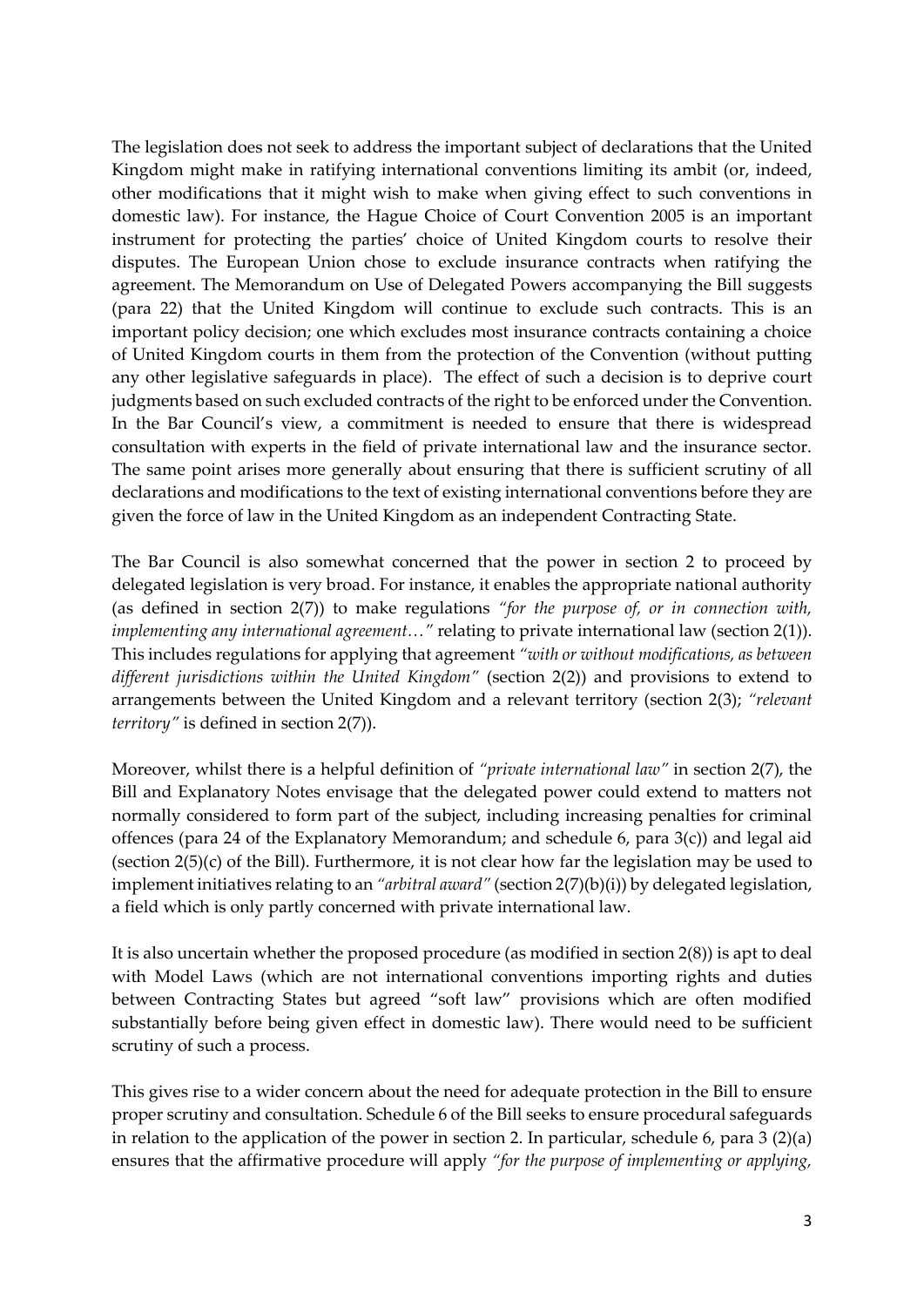The legislation does not seek to address the important subject of declarations that the United Kingdom might make in ratifying international conventions limiting its ambit (or, indeed, other modifications that it might wish to make when giving effect to such conventions in domestic law). For instance, the Hague Choice of Court Convention 2005 is an important instrument for protecting the parties' choice of United Kingdom courts to resolve their disputes. The European Union chose to exclude insurance contracts when ratifying the agreement. The Memorandum on Use of Delegated Powers accompanying the Bill suggests (para 22) that the United Kingdom will continue to exclude such contracts. This is an important policy decision; one which excludes most insurance contracts containing a choice of United Kingdom courts in them from the protection of the Convention (without putting any other legislative safeguards in place). The effect of such a decision is to deprive court judgments based on such excluded contracts of the right to be enforced under the Convention. In the Bar Council's view, a commitment is needed to ensure that there is widespread consultation with experts in the field of private international law and the insurance sector. The same point arises more generally about ensuring that there is sufficient scrutiny of all declarations and modifications to the text of existing international conventions before they are given the force of law in the United Kingdom as an independent Contracting State.

The Bar Council is also somewhat concerned that the power in section 2 to proceed by delegated legislation is very broad. For instance, it enables the appropriate national authority (as defined in section 2(7)) to make regulations *"for the purpose of, or in connection with, implementing any international agreement…"* relating to private international law (section 2(1)). This includes regulations for applying that agreement *"with or without modifications, as between different jurisdictions within the United Kingdom"* (section 2(2)) and provisions to extend to arrangements between the United Kingdom and a relevant territory (section 2(3); *"relevant territory"* is defined in section 2(7)).

Moreover, whilst there is a helpful definition of *"private international law"* in section 2(7), the Bill and Explanatory Notes envisage that the delegated power could extend to matters not normally considered to form part of the subject, including increasing penalties for criminal offences (para 24 of the Explanatory Memorandum; and schedule 6, para 3(c)) and legal aid (section 2(5)(c) of the Bill). Furthermore, it is not clear how far the legislation may be used to implement initiatives relating to an *"arbitral award"* (section 2(7)(b)(i)) by delegated legislation, a field which is only partly concerned with private international law.

It is also uncertain whether the proposed procedure (as modified in section 2(8)) is apt to deal with Model Laws (which are not international conventions importing rights and duties between Contracting States but agreed "soft law" provisions which are often modified substantially before being given effect in domestic law). There would need to be sufficient scrutiny of such a process.

This gives rise to a wider concern about the need for adequate protection in the Bill to ensure proper scrutiny and consultation. Schedule 6 of the Bill seeks to ensure procedural safeguards in relation to the application of the power in section 2. In particular, schedule 6, para 3 (2)(a) ensures that the affirmative procedure will apply *"for the purpose of implementing or applying,*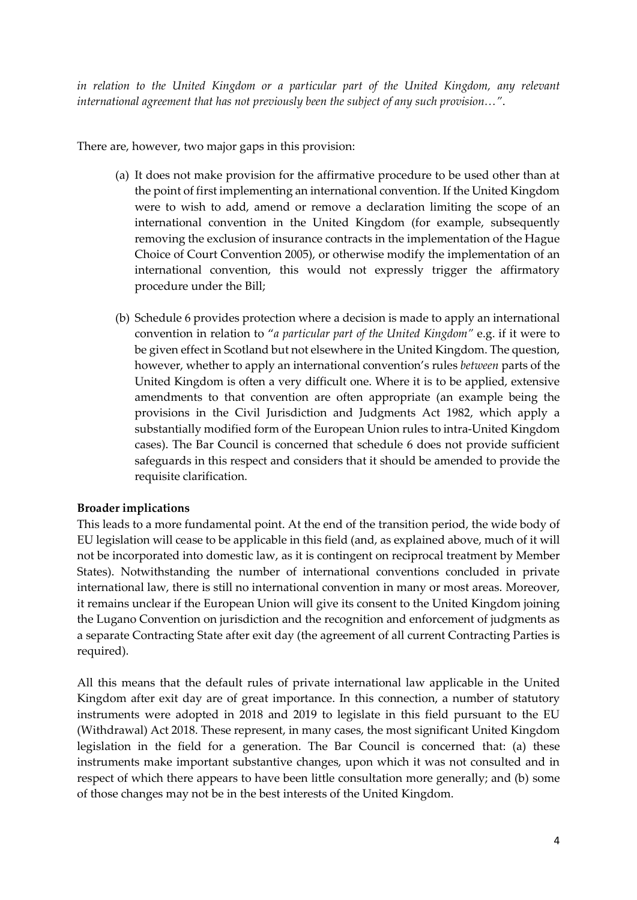*in relation to the United Kingdom or a particular part of the United Kingdom, any relevant international agreement that has not previously been the subject of any such provision…"*.

There are, however, two major gaps in this provision:

(a) It does not make provision for the affirmative procedure to be used other than at the point of first implementing an international convention. If the United Kingdom were to wish to add, amend or remove a declaration limiting the scope of an international convention in the United Kingdom (for example, subsequently removing the exclusion of insurance contracts in the implementation of the Hague Choice of Court Convention 2005), or otherwise modify the implementation of an international convention, this would not expressly trigger the affirmatory procedure under the Bill;

(b) Schedule 6 provides protection where a decision is made to apply an international convention in relation to "*a particular part of the United Kingdom*" e.g. if it were to be given effect in Scotland but not elsewhere in the United Kingdom. The question, however, whether to apply an international convention's rules *between* parts of the United Kingdom is often a very difficult one. Where it is to be applied, extensive amendments to that convention are often appropriate (an example being the provisions in the Civil Jurisdiction and Judgments Act 1982, which apply a substantially modified form of the European Union rules to intra-United Kingdom cases). The Bar Council is concerned that schedule 6 does not provide sufficient safeguards in this respect and considers that it should be amended to provide the requisite clarification.

**Broader implications**

This leads to a more fundamental point. At the end of the transition period, the wide body of EU legislation will cease to be applicable in this field (and, as explained above, much of it will not be incorporated into domestic law, as it is contingent on reciprocal treatment by Member States). Notwithstanding the number of international conventions concluded in private international law, there is still no international convention in many or most areas. Moreover, it remains unclear if the European Union will give its consent to the United Kingdom joining the Lugano Convention on jurisdiction and the recognition and enforcement of judgments as a separate Contracting State after exit day (the agreement of all current Contracting Parties is required).

All this means that the default rules of private international law applicable in the United Kingdom after exit day are of great importance. In this connection, a number of statutory instruments were adopted in 2018 and 2019 to legislate in this field pursuant to the EU (Withdrawal) Act 2018. These represent, in many cases, the most significant United Kingdom legislation in the field for a generation. The Bar Council is concerned that: (a) these instruments make important substantive changes, upon which it was not consulted and in respect of which there appears to have been little consultation more generally; and (b) some of those changes may not be in the best interests of the United Kingdom.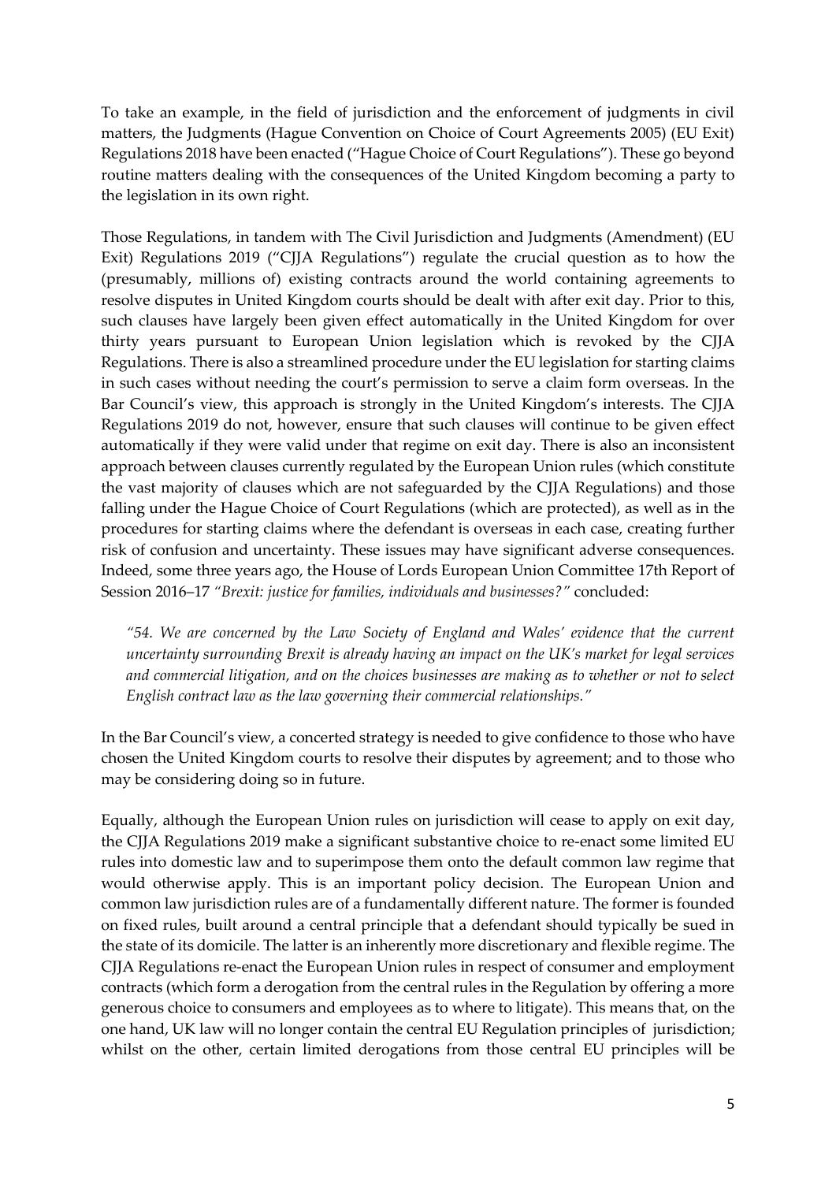To take an example, in the field of jurisdiction and the enforcement of judgments in civil matters, the Judgments (Hague Convention on Choice of Court Agreements 2005) (EU Exit) Regulations 2018 have been enacted ("Hague Choice of Court Regulations"). These go beyond routine matters dealing with the consequences of the United Kingdom becoming a party to the legislation in its own right.

Those Regulations, in tandem with The Civil Jurisdiction and Judgments (Amendment) (EU Exit) Regulations 2019 ("CJJA Regulations") regulate the crucial question as to how the (presumably, millions of) existing contracts around the world containing agreements to resolve disputes in United Kingdom courts should be dealt with after exit day. Prior to this, such clauses have largely been given effect automatically in the United Kingdom for over thirty years pursuant to European Union legislation which is revoked by the CJJA Regulations. There is also a streamlined procedure under the EU legislation for starting claims in such cases without needing the court's permission to serve a claim form overseas. In the Bar Council's view, this approach is strongly in the United Kingdom's interests. The CJJA Regulations 2019 do not, however, ensure that such clauses will continue to be given effect automatically if they were valid under that regime on exit day. There is also an inconsistent approach between clauses currently regulated by the European Union rules (which constitute the vast majority of clauses which are not safeguarded by the CJJA Regulations) and those falling under the Hague Choice of Court Regulations (which are protected), as well as in the procedures for starting claims where the defendant is overseas in each case, creating further risk of confusion and uncertainty. These issues may have significant adverse consequences. Indeed, some three years ago, the House of Lords European Union Committee 17th Report of Session 2016–17 *"Brexit: justice for families, individuals and businesses?"* concluded:

> *"54. We are concerned by the Law Society of England and Wales' evidence that the current uncertainty surrounding Brexit is already having an impact on the UK's market for legal services and commercial litigation, and on the choices businesses are making as to whether or not to select English contract law as the law governing their commercial relationships."*

In the Bar Council's view, a concerted strategy is needed to give confidence to those who have chosen the United Kingdom courts to resolve their disputes by agreement; and to those who may be considering doing so in future.

Equally, although the European Union rules on jurisdiction will cease to apply on exit day, the CJJA Regulations 2019 make a significant substantive choice to re-enact some limited EU rules into domestic law and to superimpose them onto the default common law regime that would otherwise apply. This is an important policy decision. The European Union and common law jurisdiction rules are of a fundamentally different nature. The former is founded on fixed rules, built around a central principle that a defendant should typically be sued in the state of its domicile. The latter is an inherently more discretionary and flexible regime. The CJJA Regulations re-enact the European Union rules in respect of consumer and employment contracts (which form a derogation from the central rules in the Regulation by offering a more generous choice to consumers and employees as to where to litigate). This means that, on the one hand, UK law will no longer contain the central EU Regulation principles of jurisdiction; whilst on the other, certain limited derogations from those central EU principles will be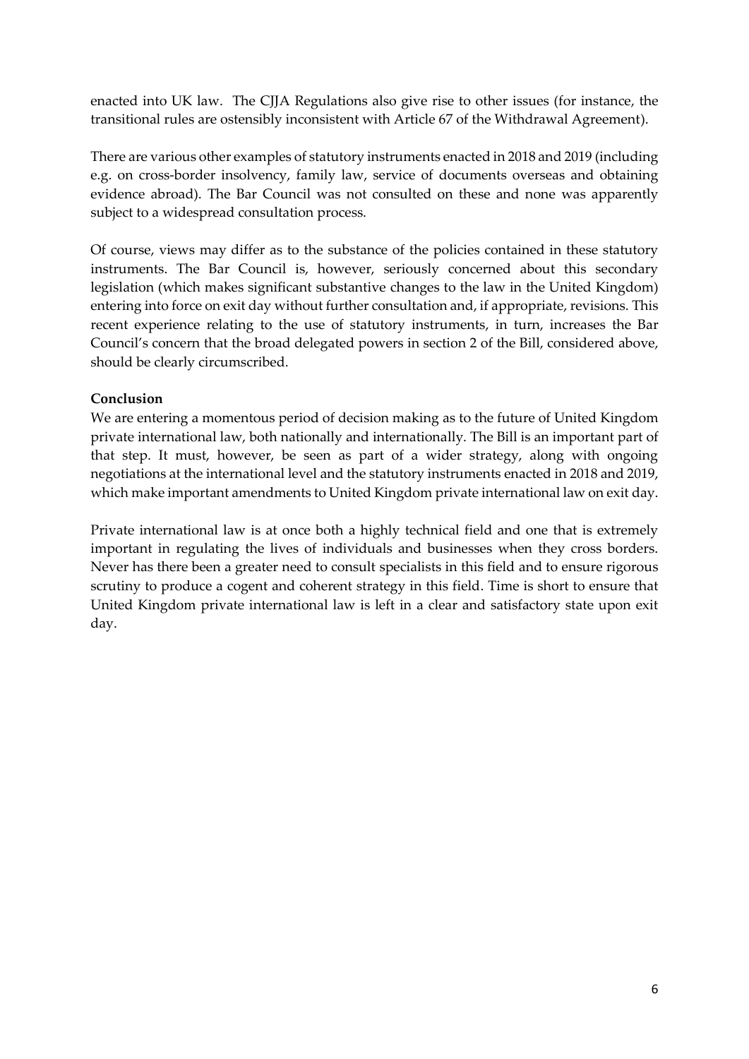enacted into UK law. The CJJA Regulations also give rise to other issues (for instance, the transitional rules are ostensibly inconsistent with Article 67 of the Withdrawal Agreement).

There are various other examples of statutory instruments enacted in 2018 and 2019 (including e.g. on cross-border insolvency, family law, service of documents overseas and obtaining evidence abroad). The Bar Council was not consulted on these and none was apparently subject to a widespread consultation process.

Of course, views may differ as to the substance of the policies contained in these statutory instruments. The Bar Council is, however, seriously concerned about this secondary legislation (which makes significant substantive changes to the law in the United Kingdom) entering into force on exit day without further consultation and, if appropriate, revisions. This recent experience relating to the use of statutory instruments, in turn, increases the Bar Council's concern that the broad delegated powers in section 2 of the Bill, considered above, should be clearly circumscribed.

**Conclusion**

We are entering a momentous period of decision making as to the future of United Kingdom private international law, both nationally and internationally. The Bill is an important part of that step. It must, however, be seen as part of a wider strategy, along with ongoing negotiations at the international level and the statutory instruments enacted in 2018 and 2019, which make important amendments to United Kingdom private international law on exit day.

Private international law is at once both a highly technical field and one that is extremely important in regulating the lives of individuals and businesses when they cross borders. Never has there been a greater need to consult specialists in this field and to ensure rigorous scrutiny to produce a cogent and coherent strategy in this field. Time is short to ensure that United Kingdom private international law is left in a clear and satisfactory state upon exit day.